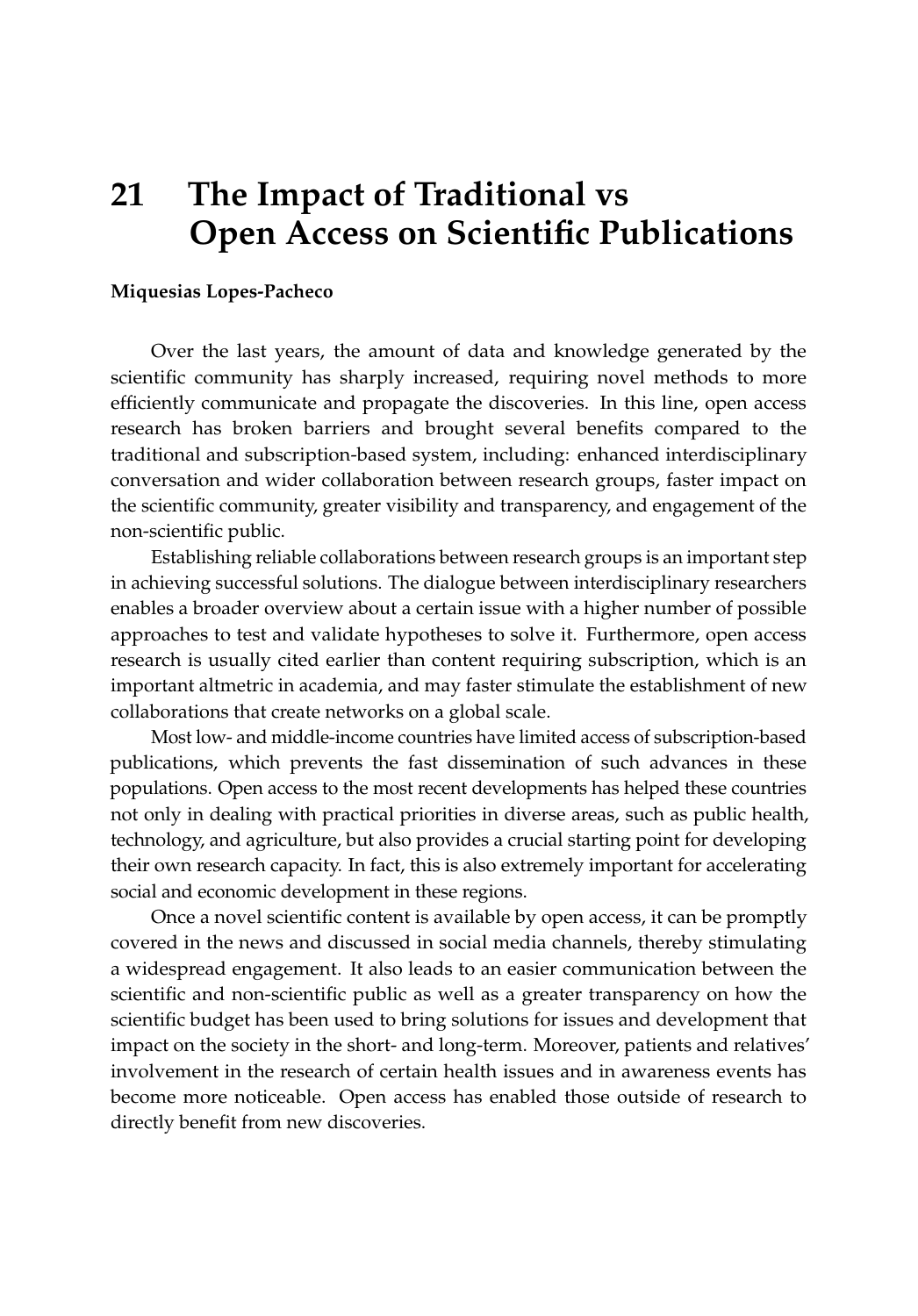# 21 The Impact of Traditional vs Open Access on Scientific Publications

**Miquesias Lopes-Pacheco**

Over the last years, the amount of data and knowledge generated by the scientific community has sharply increased, requiring novel methods to more efficiently communicate and propagate the discoveries. In this line, open access research has broken barriers and brought several benefits compared to the traditional and subscription-based system, including: enhanced interdisciplinary conversation and wider collaboration between research groups, faster impact on the scientific community, greater visibility and transparency, and engagement of the non-scientific public.

Establishing reliable collaborations between research groups is an important step in achieving successful solutions. The dialogue between interdisciplinary researchers enables a broader overview about a certain issue with a higher number of possible approaches to test and validate hypotheses to solve it. Furthermore, open access research is usually cited earlier than content requiring subscription, which is an important altmetric in academia, and may faster stimulate the establishment of new collaborations that create networks on a global scale.

Most low- and middle-income countries have limited access of subscription-based publications, which prevents the fast dissemination of such advances in these populations. Open access to the most recent developments has helped these countries not only in dealing with practical priorities in diverse areas, such as public health, technology, and agriculture, but also provides a crucial starting point for developing their own research capacity. In fact, this is also extremely important for accelerating social and economic development in these regions.

Once a novel scientific content is available by open access, it can be promptly covered in the news and discussed in social media channels, thereby stimulating a widespread engagement. It also leads to an easier communication between the scientific and non-scientific public as well as a greater transparency on how the scientific budget has been used to bring solutions for issues and development that impact on the society in the short- and long-term. Moreover, patients and relatives' involvement in the research of certain health issues and in awareness events has become more noticeable. Open access has enabled those outside of research to directly benefit from new discoveries.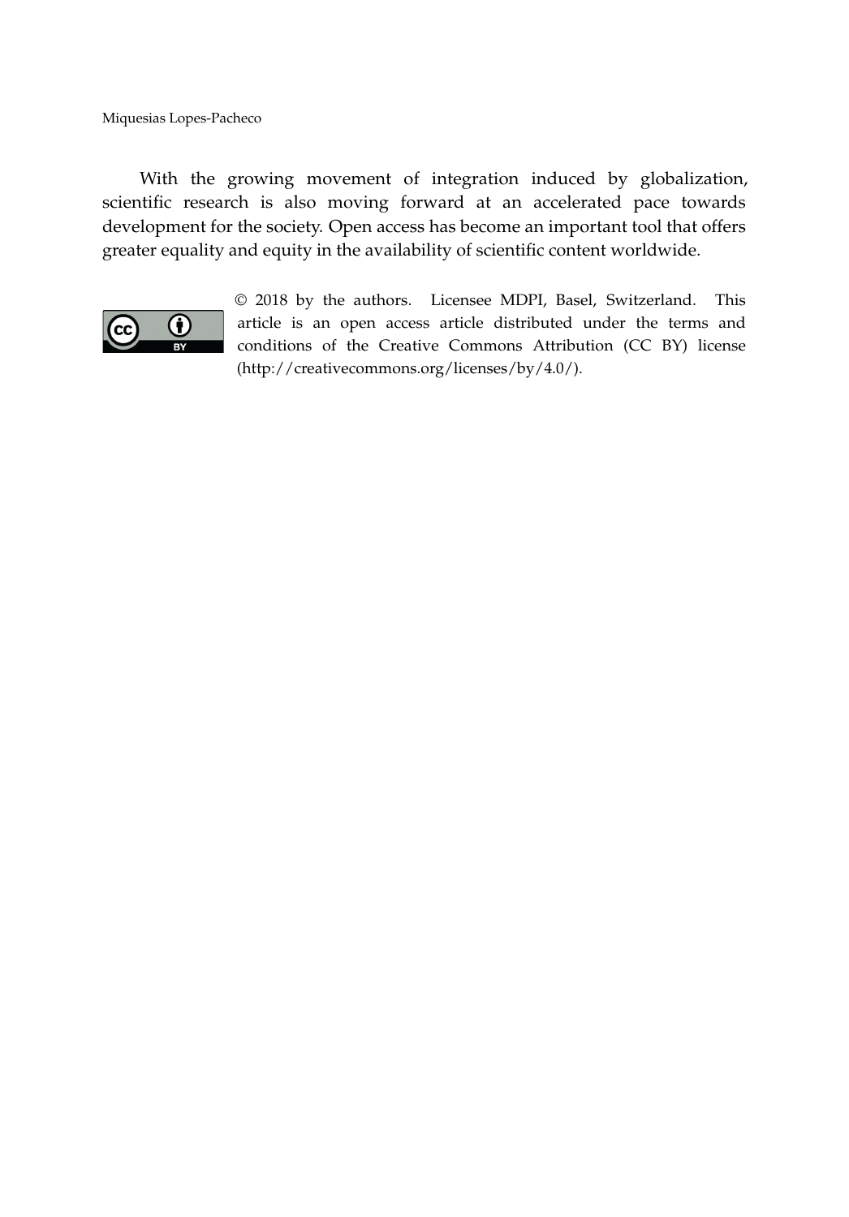Miquesias Lopes-Pacheco

With the growing movement of integration induced by globalization, scientific research is also moving forward at an accelerated pace towards development for the society. Open access has become an important tool that offers greater equality and equity in the availability of scientific content worldwide.

© 2018 by the authors. Licensee MDPI, Basel, Switzerland. This article is an open access article distributed under the terms and conditions of the Creative Commons Attribution (CC BY) license (http://creativecommons.org/licenses/by/4.0/).